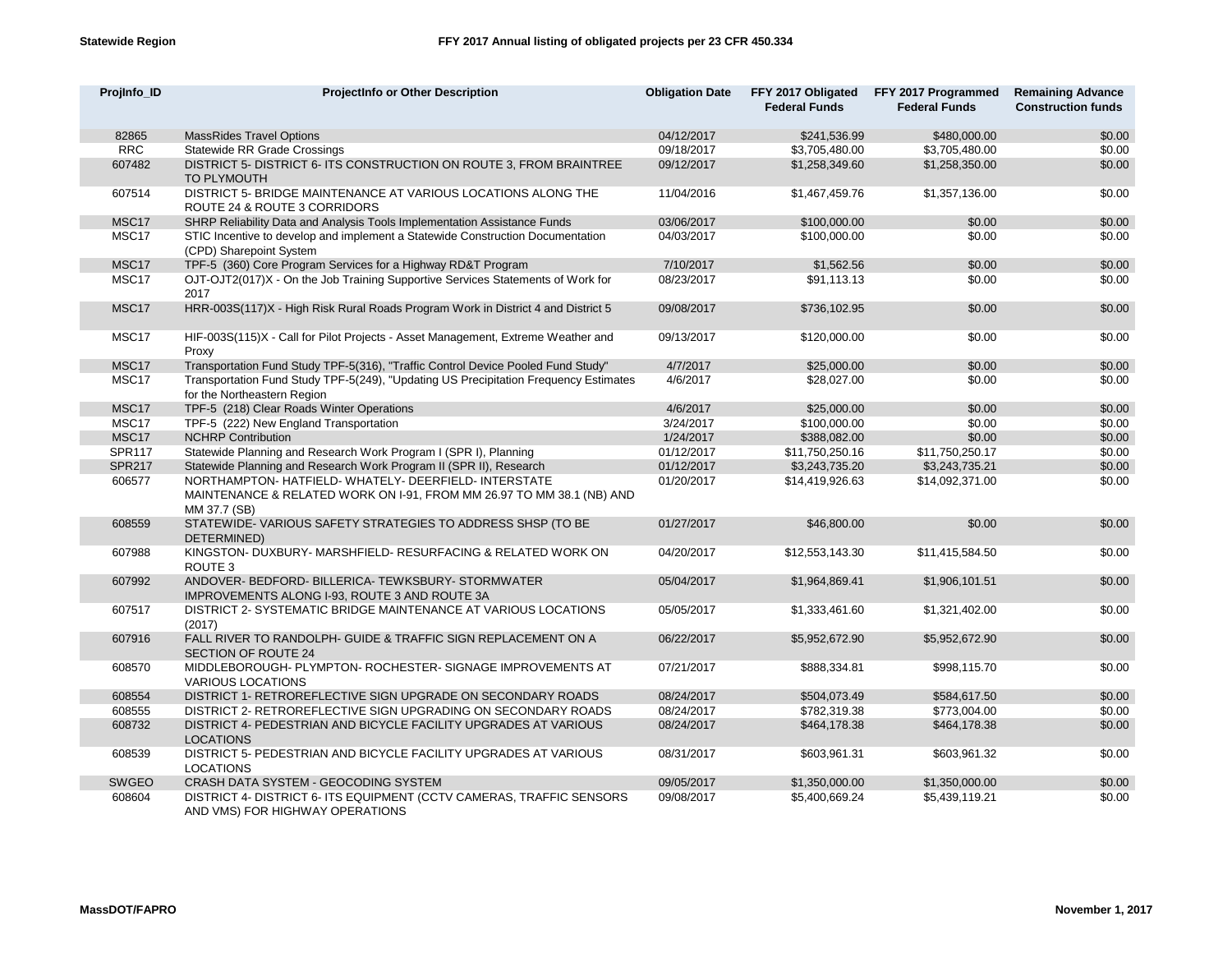**Statewide Region** **FFY 2017 Annual listing of obligated projects per 23 CFR 450.334**

| ProjInfo_ID | ProjectInfo or Other Description | Obligation Date | FFY 2017 Obligated Federal Funds | FFY 2017 Programmed Federal Funds | Remaining Advance Construction funds |
|---|---|---|---|---|---|
| 82865 | MassRides Travel Options | 04/12/2017 | $241,536.99 | $480,000.00 | $0.00 |
| RRC | Statewide RR Grade Crossings | 09/18/2017 | $3,705,480.00 | $3,705,480.00 | $0.00 |
| 607482 | DISTRICT 5- DISTRICT 6- ITS CONSTRUCTION ON ROUTE 3, FROM BRAINTREE TO PLYMOUTH | 09/12/2017 | $1,258,349.60 | $1,258,350.00 | $0.00 |
| 607514 | DISTRICT 5- BRIDGE MAINTENANCE AT VARIOUS LOCATIONS ALONG THE ROUTE 24 & ROUTE 3 CORRIDORS | 11/04/2016 | $1,467,459.76 | $1,357,136.00 | $0.00 |
| MSC17 | SHRP Reliability Data and Analysis Tools Implementation Assistance Funds | 03/06/2017 | $100,000.00 | $0.00 | $0.00 |
| MSC17 | STIC Incentive to develop and implement a Statewide Construction Documentation (CPD) Sharepoint System | 04/03/2017 | $100,000.00 | $0.00 | $0.00 |
| MSC17 | TPF-5 (360) Core Program Services for a Highway RD&T Program | 7/10/2017 | $1,562.56 | $0.00 | $0.00 |
| MSC17 | OJT-OJT2(017)X - On the Job Training Supportive Services Statements of Work for 2017 | 08/23/2017 | $91,113.13 | $0.00 | $0.00 |
| MSC17 | HRR-003S(117)X - High Risk Rural Roads Program Work in District 4 and District 5 | 09/08/2017 | $736,102.95 | $0.00 | $0.00 |
| MSC17 | HIF-003S(115)X - Call for Pilot Projects - Asset Management, Extreme Weather and Proxy | 09/13/2017 | $120,000.00 | $0.00 | $0.00 |
| MSC17 | Transportation Fund Study TPF-5(316), "Traffic Control Device Pooled Fund Study" | 4/7/2017 | $25,000.00 | $0.00 | $0.00 |
| MSC17 | Transportation Fund Study TPF-5(249), "Updating US Precipitation Frequency Estimates for the Northeastern Region | 4/6/2017 | $28,027.00 | $0.00 | $0.00 |
| MSC17 | TPF-5 (218) Clear Roads Winter Operations | 4/6/2017 | $25,000.00 | $0.00 | $0.00 |
| MSC17 | TPF-5 (222) New England Transportation | 3/24/2017 | $100,000.00 | $0.00 | $0.00 |
| MSC17 | NCHRP Contribution | 1/24/2017 | $388,082.00 | $0.00 | $0.00 |
| SPR117 | Statewide Planning and Research Work Program I (SPR I), Planning | 01/12/2017 | $11,750,250.16 | $11,750,250.17 | $0.00 |
| SPR217 | Statewide Planning and Research Work Program II (SPR II), Research | 01/12/2017 | $3,243,735.20 | $3,243,735.21 | $0.00 |
| 606577 | NORTHAMPTON- HATFIELD- WHATELY- DEERFIELD- INTERSTATE MAINTENANCE & RELATED WORK ON I-91, FROM MM 26.97 TO MM 38.1 (NB) AND MM 37.7 (SB) | 01/20/2017 | $14,419,926.63 | $14,092,371.00 | $0.00 |
| 608559 | STATEWIDE- VARIOUS SAFETY STRATEGIES TO ADDRESS SHSP (TO BE DETERMINED) | 01/27/2017 | $46,800.00 | $0.00 | $0.00 |
| 607988 | KINGSTON- DUXBURY- MARSHFIELD- RESURFACING & RELATED WORK ON ROUTE 3 | 04/20/2017 | $12,553,143.30 | $11,415,584.50 | $0.00 |
| 607992 | ANDOVER- BEDFORD- BILLERICA- TEWKSBURY- STORMWATER IMPROVEMENTS ALONG I-93, ROUTE 3 AND ROUTE 3A | 05/04/2017 | $1,964,869.41 | $1,906,101.51 | $0.00 |
| 607517 | DISTRICT 2- SYSTEMATIC BRIDGE MAINTENANCE AT VARIOUS LOCATIONS (2017) | 05/05/2017 | $1,333,461.60 | $1,321,402.00 | $0.00 |
| 607916 | FALL RIVER TO RANDOLPH- GUIDE & TRAFFIC SIGN REPLACEMENT ON A SECTION OF ROUTE 24 | 06/22/2017 | $5,952,672.90 | $5,952,672.90 | $0.00 |
| 608570 | MIDDLEBOROUGH- PLYMPTON- ROCHESTER- SIGNAGE IMPROVEMENTS AT VARIOUS LOCATIONS | 07/21/2017 | $888,334.81 | $998,115.70 | $0.00 |
| 608554 | DISTRICT 1- RETROREFLECTIVE SIGN UPGRADE ON SECONDARY ROADS | 08/24/2017 | $504,073.49 | $584,617.50 | $0.00 |
| 608555 | DISTRICT 2- RETROREFLECTIVE SIGN UPGRADING ON SECONDARY ROADS | 08/24/2017 | $782,319.38 | $773,004.00 | $0.00 |
| 608732 | DISTRICT 4- PEDESTRIAN AND BICYCLE FACILITY UPGRADES AT VARIOUS LOCATIONS | 08/24/2017 | $464,178.38 | $464,178.38 | $0.00 |
| 608539 | DISTRICT 5- PEDESTRIAN AND BICYCLE FACILITY UPGRADES AT VARIOUS LOCATIONS | 08/31/2017 | $603,961.31 | $603,961.32 | $0.00 |
| SWGEO | CRASH DATA SYSTEM - GEOCODING SYSTEM | 09/05/2017 | $1,350,000.00 | $1,350,000.00 | $0.00 |
| 608604 | DISTRICT 4- DISTRICT 6- ITS EQUIPMENT (CCTV CAMERAS, TRAFFIC SENSORS AND VMS) FOR HIGHWAY OPERATIONS | 09/08/2017 | $5,400,669.24 | $5,439,119.21 | $0.00 |

**MassDOT/FAPRO** **November 1, 2017**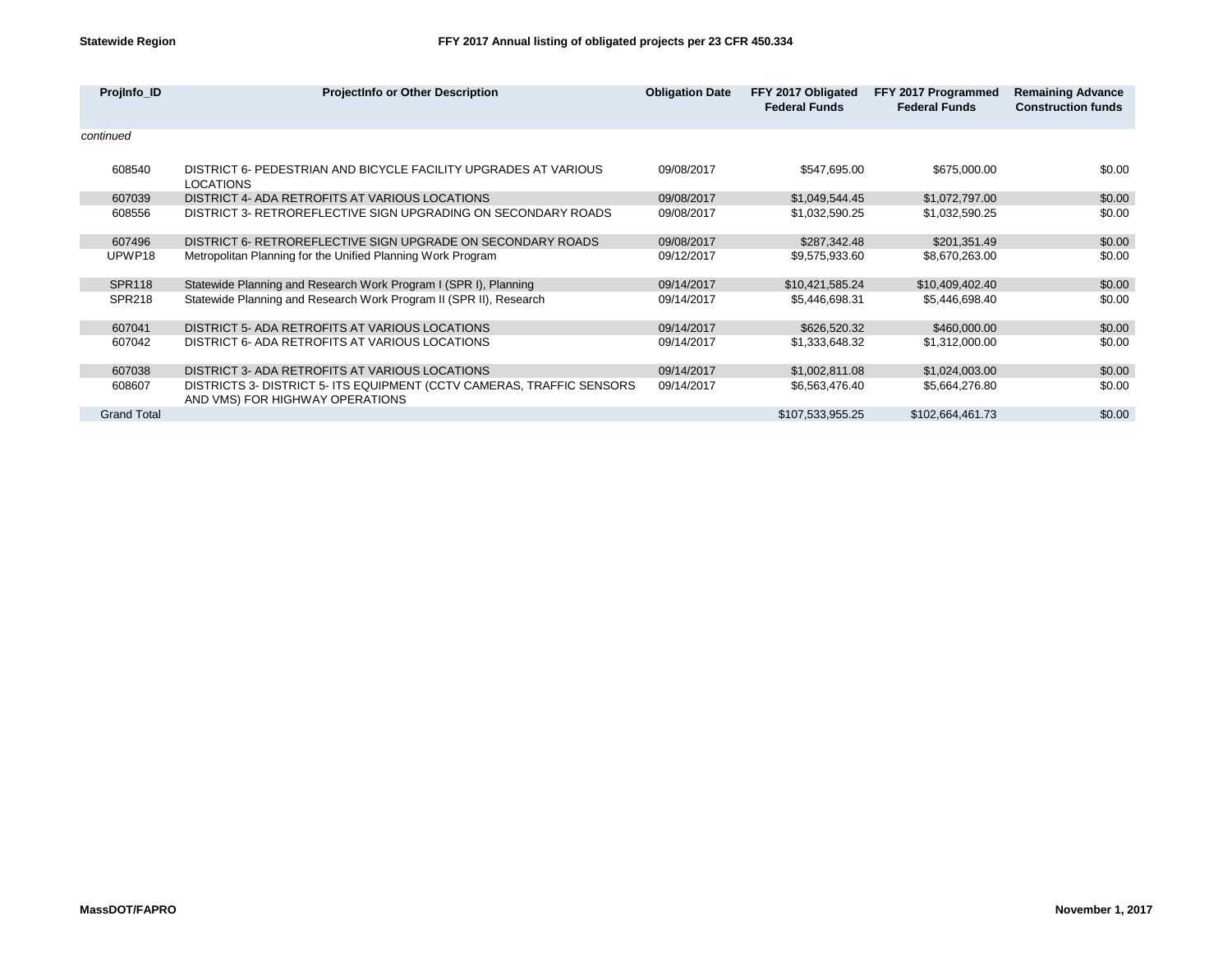| ProjInfo_ID | ProjectInfo or Other Description | Obligation Date | FFY 2017 Obligated Federal Funds | FFY 2017 Programmed Federal Funds | Remaining Advance Construction funds |
|---|---|---|---|---|---|
| *continued* | | | | | |
| 608540 | DISTRICT 6- PEDESTRIAN AND BICYCLE FACILITY UPGRADES AT VARIOUS LOCATIONS | 09/08/2017 | $547,695.00 | $675,000.00 | $0.00 |
| 607039 | DISTRICT 4- ADA RETROFITS AT VARIOUS LOCATIONS | 09/08/2017 | $1,049,544.45 | $1,072,797.00 | $0.00 |
| 608556 | DISTRICT 3- RETROREFLECTIVE SIGN UPGRADING ON SECONDARY ROADS | 09/08/2017 | $1,032,590.25 | $1,032,590.25 | $0.00 |
| 607496 | DISTRICT 6- RETROREFLECTIVE SIGN UPGRADE ON SECONDARY ROADS | 09/08/2017 | $287,342.48 | $201,351.49 | $0.00 |
| UPWP18 | Metropolitan Planning for the Unified Planning Work Program | 09/12/2017 | $9,575,933.60 | $8,670,263.00 | $0.00 |
| SPR118 | Statewide Planning and Research Work Program I (SPR I), Planning | 09/14/2017 | $10,421,585.24 | $10,409,402.40 | $0.00 |
| SPR218 | Statewide Planning and Research Work Program II (SPR II), Research | 09/14/2017 | $5,446,698.31 | $5,446,698.40 | $0.00 |
| 607041 | DISTRICT 5- ADA RETROFITS AT VARIOUS LOCATIONS | 09/14/2017 | $626,520.32 | $460,000.00 | $0.00 |
| 607042 | DISTRICT 6- ADA RETROFITS AT VARIOUS LOCATIONS | 09/14/2017 | $1,333,648.32 | $1,312,000.00 | $0.00 |
| 607038 | DISTRICT 3- ADA RETROFITS AT VARIOUS LOCATIONS | 09/14/2017 | $1,002,811.08 | $1,024,003.00 | $0.00 |
| 608607 | DISTRICTS 3- DISTRICT 5- ITS EQUIPMENT (CCTV CAMERAS, TRAFFIC SENSORS AND VMS) FOR HIGHWAY OPERATIONS | 09/14/2017 | $6,563,476.40 | $5,664,276.80 | $0.00 |
| Grand Total | | | $107,533,955.25 | $102,664,461.73 | $0.00 |